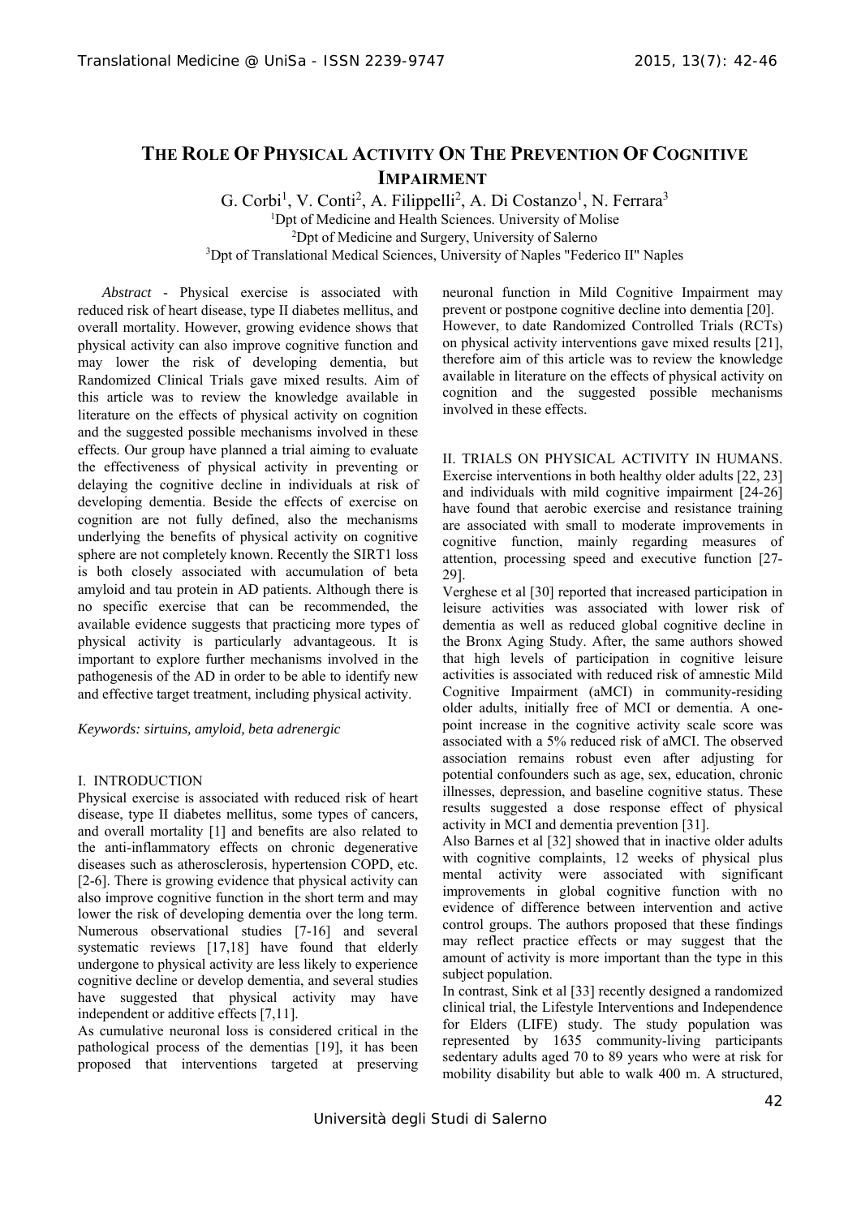# The Role Of Physical Activity On The Prevention Of Cognitive Impairment

G. Corbi[1], V. Conti[2], A. Filippelli[2], A. Di Costanzo[1], N. Ferrara[3]

[1]Dpt of Medicine and Health Sciences. University of Molise

[2]Dpt of Medicine and Surgery, University of Salerno

[3]Dpt of Translational Medical Sciences, University of Naples "Federico II" Naples

*Abstract* - Physical exercise is associated with reduced risk of heart disease, type II diabetes mellitus, and overall mortality. However, growing evidence shows that physical activity can also improve cognitive function and may lower the risk of developing dementia, but Randomized Clinical Trials gave mixed results. Aim of this article was to review the knowledge available in literature on the effects of physical activity on cognition and the suggested possible mechanisms involved in these effects. Our group have planned a trial aiming to evaluate the effectiveness of physical activity in preventing or delaying the cognitive decline in individuals at risk of developing dementia. Beside the effects of exercise on cognition are not fully defined, also the mechanisms underlying the benefits of physical activity on cognitive sphere are not completely known. Recently the SIRT1 loss is both closely associated with accumulation of beta amyloid and tau protein in AD patients. Although there is no specific exercise that can be recommended, the available evidence suggests that practicing more types of physical activity is particularly advantageous. It is important to explore further mechanisms involved in the pathogenesis of the AD in order to be able to identify new and effective target treatment, including physical activity.

*Keywords: sirtuins, amyloid, beta adrenergic*

## I. INTRODUCTION

Physical exercise is associated with reduced risk of heart disease, type II diabetes mellitus, some types of cancers, and overall mortality [1] and benefits are also related to the anti-inflammatory effects on chronic degenerative diseases such as atherosclerosis, hypertension COPD, etc. [2-6]. There is growing evidence that physical activity can also improve cognitive function in the short term and may lower the risk of developing dementia over the long term. Numerous observational studies [7-16] and several systematic reviews [17,18] have found that elderly undergone to physical activity are less likely to experience cognitive decline or develop dementia, and several studies have suggested that physical activity may have independent or additive effects [7,11].

As cumulative neuronal loss is considered critical in the pathological process of the dementias [19], it has been proposed that interventions targeted at preserving neuronal function in Mild Cognitive Impairment may prevent or postpone cognitive decline into dementia [20]. However, to date Randomized Controlled Trials (RCTs) on physical activity interventions gave mixed results [21], therefore aim of this article was to review the knowledge available in literature on the effects of physical activity on cognition and the suggested possible mechanisms involved in these effects.

## II. TRIALS ON PHYSICAL ACTIVITY IN HUMANS.

Exercise interventions in both healthy older adults [22, 23] and individuals with mild cognitive impairment [24-26] have found that aerobic exercise and resistance training are associated with small to moderate improvements in cognitive function, mainly regarding measures of attention, processing speed and executive function [27-29].

Verghese et al [30] reported that increased participation in leisure activities was associated with lower risk of dementia as well as reduced global cognitive decline in the Bronx Aging Study. After, the same authors showed that high levels of participation in cognitive leisure activities is associated with reduced risk of amnestic Mild Cognitive Impairment (aMCI) in community-residing older adults, initially free of MCI or dementia. A one-point increase in the cognitive activity scale score was associated with a 5% reduced risk of aMCI. The observed association remains robust even after adjusting for potential confounders such as age, sex, education, chronic illnesses, depression, and baseline cognitive status. These results suggested a dose response effect of physical activity in MCI and dementia prevention [31].

Also Barnes et al [32] showed that in inactive older adults with cognitive complaints, 12 weeks of physical plus mental activity were associated with significant improvements in global cognitive function with no evidence of difference between intervention and active control groups. The authors proposed that these findings may reflect practice effects or may suggest that the amount of activity is more important than the type in this subject population.

In contrast, Sink et al [33] recently designed a randomized clinical trial, the Lifestyle Interventions and Independence for Elders (LIFE) study. The study population was represented by 1635 community-living participants sedentary adults aged 70 to 89 years who were at risk for mobility disability but able to walk 400 m. A structured,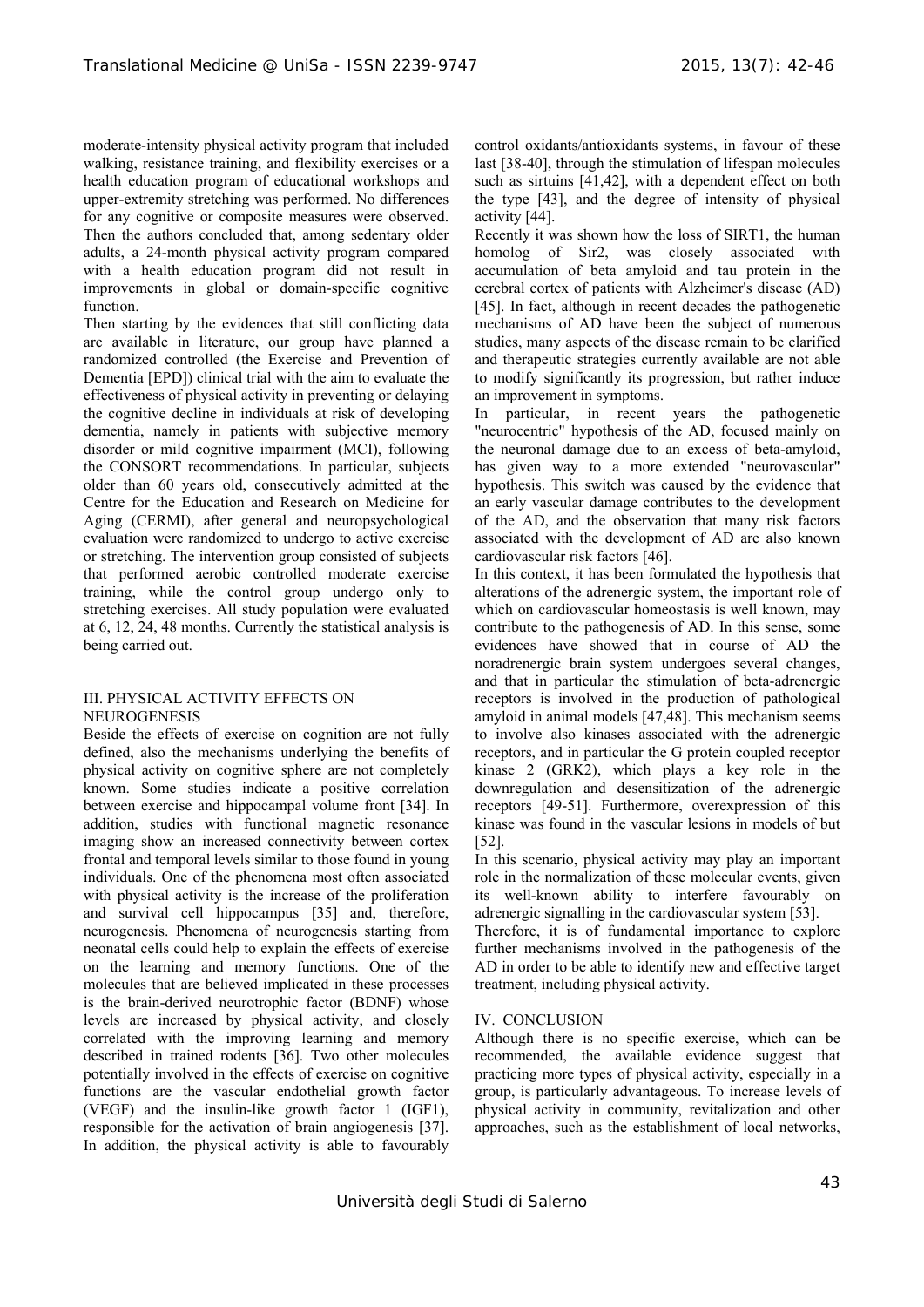moderate-intensity physical activity program that included walking, resistance training, and flexibility exercises or a health education program of educational workshops and upper-extremity stretching was performed. No differences for any cognitive or composite measures were observed. Then the authors concluded that, among sedentary older adults, a 24-month physical activity program compared with a health education program did not result in improvements in global or domain-specific cognitive function.

Then starting by the evidences that still conflicting data are available in literature, our group have planned a randomized controlled (the Exercise and Prevention of Dementia [EPD]) clinical trial with the aim to evaluate the effectiveness of physical activity in preventing or delaying the cognitive decline in individuals at risk of developing dementia, namely in patients with subjective memory disorder or mild cognitive impairment (MCI), following the CONSORT recommendations. In particular, subjects older than 60 years old, consecutively admitted at the Centre for the Education and Research on Medicine for Aging (CERMI), after general and neuropsychological evaluation were randomized to undergo to active exercise or stretching. The intervention group consisted of subjects that performed aerobic controlled moderate exercise training, while the control group undergo only to stretching exercises. All study population were evaluated at 6, 12, 24, 48 months. Currently the statistical analysis is being carried out.

## III. PHYSICAL ACTIVITY EFFECTS ON NEUROGENESIS

Beside the effects of exercise on cognition are not fully defined, also the mechanisms underlying the benefits of physical activity on cognitive sphere are not completely known. Some studies indicate a positive correlation between exercise and hippocampal volume front [34]. In addition, studies with functional magnetic resonance imaging show an increased connectivity between cortex frontal and temporal levels similar to those found in young individuals. One of the phenomena most often associated with physical activity is the increase of the proliferation and survival cell hippocampus [35] and, therefore, neurogenesis. Phenomena of neurogenesis starting from neonatal cells could help to explain the effects of exercise on the learning and memory functions. One of the molecules that are believed implicated in these processes is the brain-derived neurotrophic factor (BDNF) whose levels are increased by physical activity, and closely correlated with the improving learning and memory described in trained rodents [36]. Two other molecules potentially involved in the effects of exercise on cognitive functions are the vascular endothelial growth factor (VEGF) and the insulin-like growth factor 1 (IGF1), responsible for the activation of brain angiogenesis [37]. In addition, the physical activity is able to favourably control oxidants/antioxidants systems, in favour of these last [38-40], through the stimulation of lifespan molecules such as sirtuins [41,42], with a dependent effect on both the type [43], and the degree of intensity of physical activity [44].

Recently it was shown how the loss of SIRT1, the human homolog of Sir2, was closely associated with accumulation of beta amyloid and tau protein in the cerebral cortex of patients with Alzheimer's disease (AD) [45]. In fact, although in recent decades the pathogenetic mechanisms of AD have been the subject of numerous studies, many aspects of the disease remain to be clarified and therapeutic strategies currently available are not able to modify significantly its progression, but rather induce an improvement in symptoms.

In particular, in recent years the pathogenetic "neurocentric" hypothesis of the AD, focused mainly on the neuronal damage due to an excess of beta-amyloid, has given way to a more extended "neurovascular" hypothesis. This switch was caused by the evidence that an early vascular damage contributes to the development of the AD, and the observation that many risk factors associated with the development of AD are also known cardiovascular risk factors [46].

In this context, it has been formulated the hypothesis that alterations of the adrenergic system, the important role of which on cardiovascular homeostasis is well known, may contribute to the pathogenesis of AD. In this sense, some evidences have showed that in course of AD the noradrenergic brain system undergoes several changes, and that in particular the stimulation of beta-adrenergic receptors is involved in the production of pathological amyloid in animal models [47,48]. This mechanism seems to involve also kinases associated with the adrenergic receptors, and in particular the G protein coupled receptor kinase 2 (GRK2), which plays a key role in the downregulation and desensitization of the adrenergic receptors [49-51]. Furthermore, overexpression of this kinase was found in the vascular lesions in models of but [52].

In this scenario, physical activity may play an important role in the normalization of these molecular events, given its well-known ability to interfere favourably on adrenergic signalling in the cardiovascular system [53].

Therefore, it is of fundamental importance to explore further mechanisms involved in the pathogenesis of the AD in order to be able to identify new and effective target treatment, including physical activity.

## IV. CONCLUSION

Although there is no specific exercise, which can be recommended, the available evidence suggest that practicing more types of physical activity, especially in a group, is particularly advantageous. To increase levels of physical activity in community, revitalization and other approaches, such as the establishment of local networks,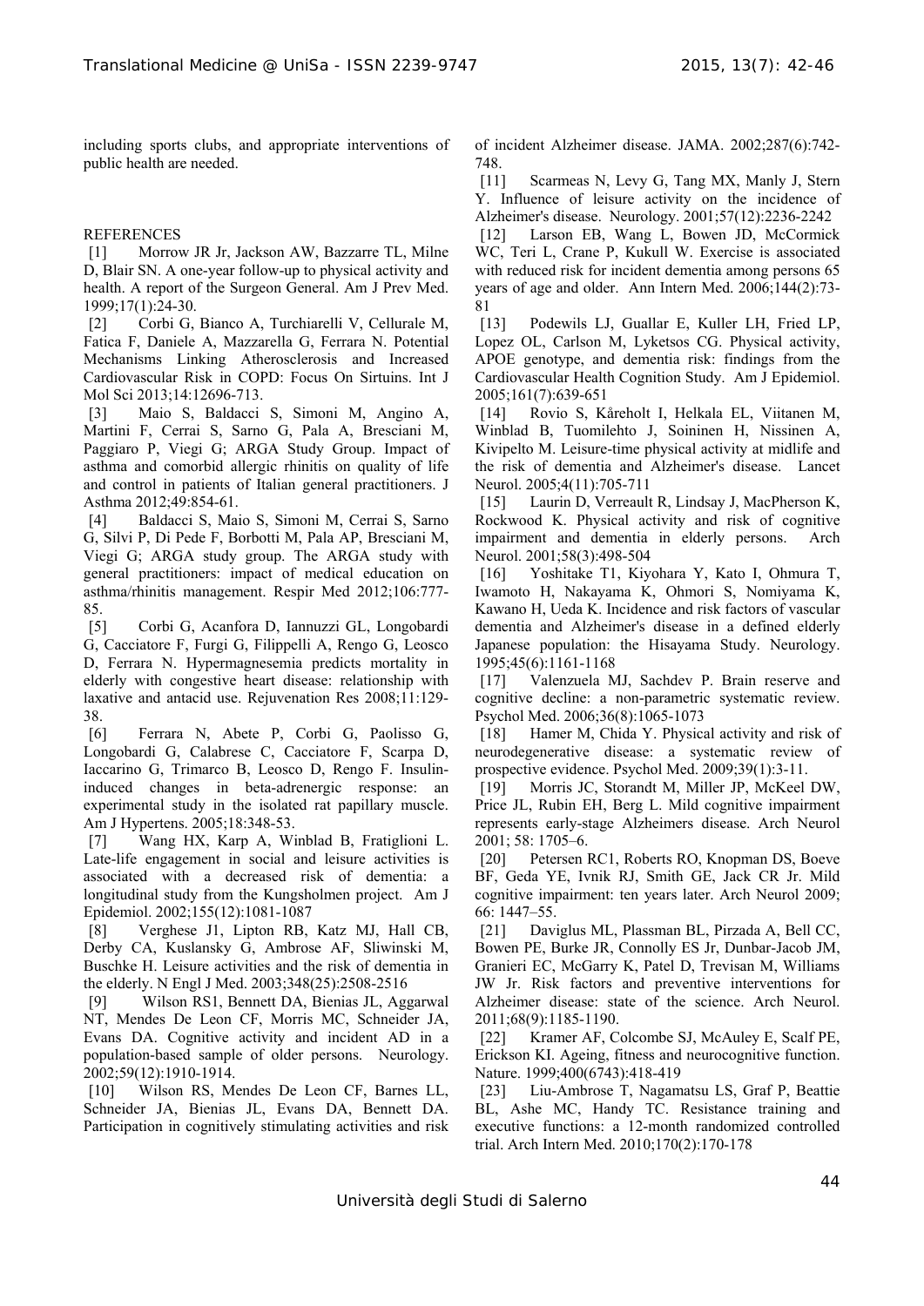including sports clubs, and appropriate interventions of public health are needed.

REFERENCES

[1] Morrow JR Jr, Jackson AW, Bazzarre TL, Milne D, Blair SN. A one-year follow-up to physical activity and health. A report of the Surgeon General. Am J Prev Med. 1999;17(1):24-30.

[2] Corbi G, Bianco A, Turchiarelli V, Cellurale M, Fatica F, Daniele A, Mazzarella G, Ferrara N. Potential Mechanisms Linking Atherosclerosis and Increased Cardiovascular Risk in COPD: Focus On Sirtuins. Int J Mol Sci 2013;14:12696-713.

[3] Maio S, Baldacci S, Simoni M, Angino A, Martini F, Cerrai S, Sarno G, Pala A, Bresciani M, Paggiaro P, Viegi G; ARGA Study Group. Impact of asthma and comorbid allergic rhinitis on quality of life and control in patients of Italian general practitioners. J Asthma 2012;49:854-61.

[4] Baldacci S, Maio S, Simoni M, Cerrai S, Sarno G, Silvi P, Di Pede F, Borbotti M, Pala AP, Bresciani M, Viegi G; ARGA study group. The ARGA study with general practitioners: impact of medical education on asthma/rhinitis management. Respir Med 2012;106:777-85.

[5] Corbi G, Acanfora D, Iannuzzi GL, Longobardi G, Cacciatore F, Furgi G, Filippelli A, Rengo G, Leosco D, Ferrara N. Hypermagnesemia predicts mortality in elderly with congestive heart disease: relationship with laxative and antacid use. Rejuvenation Res 2008;11:129-38.

[6] Ferrara N, Abete P, Corbi G, Paolisso G, Longobardi G, Calabrese C, Cacciatore F, Scarpa D, Iaccarino G, Trimarco B, Leosco D, Rengo F. Insulin-induced changes in beta-adrenergic response: an experimental study in the isolated rat papillary muscle. Am J Hypertens. 2005;18:348-53.

[7] Wang HX, Karp A, Winblad B, Fratiglioni L. Late-life engagement in social and leisure activities is associated with a decreased risk of dementia: a longitudinal study from the Kungsholmen project. Am J Epidemiol. 2002;155(12):1081-1087

[8] Verghese J1, Lipton RB, Katz MJ, Hall CB, Derby CA, Kuslansky G, Ambrose AF, Sliwinski M, Buschke H. Leisure activities and the risk of dementia in the elderly. N Engl J Med. 2003;348(25):2508-2516

[9] Wilson RS1, Bennett DA, Bienias JL, Aggarwal NT, Mendes De Leon CF, Morris MC, Schneider JA, Evans DA. Cognitive activity and incident AD in a population-based sample of older persons. Neurology. 2002;59(12):1910-1914.

[10] Wilson RS, Mendes De Leon CF, Barnes LL, Schneider JA, Bienias JL, Evans DA, Bennett DA. Participation in cognitively stimulating activities and risk of incident Alzheimer disease. JAMA. 2002;287(6):742-748.

[11] Scarmeas N, Levy G, Tang MX, Manly J, Stern Y. Influence of leisure activity on the incidence of Alzheimer's disease. Neurology. 2001;57(12):2236-2242

[12] Larson EB, Wang L, Bowen JD, McCormick WC, Teri L, Crane P, Kukull W. Exercise is associated with reduced risk for incident dementia among persons 65 years of age and older. Ann Intern Med. 2006;144(2):73-81

[13] Podewils LJ, Guallar E, Kuller LH, Fried LP, Lopez OL, Carlson M, Lyketsos CG. Physical activity, APOE genotype, and dementia risk: findings from the Cardiovascular Health Cognition Study. Am J Epidemiol. 2005;161(7):639-651

[14] Rovio S, Kåreholt I, Helkala EL, Viitanen M, Winblad B, Tuomilehto J, Soininen H, Nissinen A, Kivipelto M. Leisure-time physical activity at midlife and the risk of dementia and Alzheimer's disease. Lancet Neurol. 2005;4(11):705-711

[15] Laurin D, Verreault R, Lindsay J, MacPherson K, Rockwood K. Physical activity and risk of cognitive impairment and dementia in elderly persons. Arch Neurol. 2001;58(3):498-504

[16] Yoshitake T1, Kiyohara Y, Kato I, Ohmura T, Iwamoto H, Nakayama K, Ohmori S, Nomiyama K, Kawano H, Ueda K. Incidence and risk factors of vascular dementia and Alzheimer's disease in a defined elderly Japanese population: the Hisayama Study. Neurology. 1995;45(6):1161-1168

[17] Valenzuela MJ, Sachdev P. Brain reserve and cognitive decline: a non-parametric systematic review. Psychol Med. 2006;36(8):1065-1073

[18] Hamer M, Chida Y. Physical activity and risk of neurodegenerative disease: a systematic review of prospective evidence. Psychol Med. 2009;39(1):3-11.

[19] Morris JC, Storandt M, Miller JP, McKeel DW, Price JL, Rubin EH, Berg L. Mild cognitive impairment represents early-stage Alzheimers disease. Arch Neurol 2001; 58: 1705–6.

[20] Petersen RC1, Roberts RO, Knopman DS, Boeve BF, Geda YE, Ivnik RJ, Smith GE, Jack CR Jr. Mild cognitive impairment: ten years later. Arch Neurol 2009; 66: 1447–55.

[21] Daviglus ML, Plassman BL, Pirzada A, Bell CC, Bowen PE, Burke JR, Connolly ES Jr, Dunbar-Jacob JM, Granieri EC, McGarry K, Patel D, Trevisan M, Williams JW Jr. Risk factors and preventive interventions for Alzheimer disease: state of the science. Arch Neurol. 2011;68(9):1185-1190.

[22] Kramer AF, Colcombe SJ, McAuley E, Scalf PE, Erickson KI. Ageing, fitness and neurocognitive function. Nature. 1999;400(6743):418-419

[23] Liu-Ambrose T, Nagamatsu LS, Graf P, Beattie BL, Ashe MC, Handy TC. Resistance training and executive functions: a 12-month randomized controlled trial. Arch Intern Med. 2010;170(2):170-178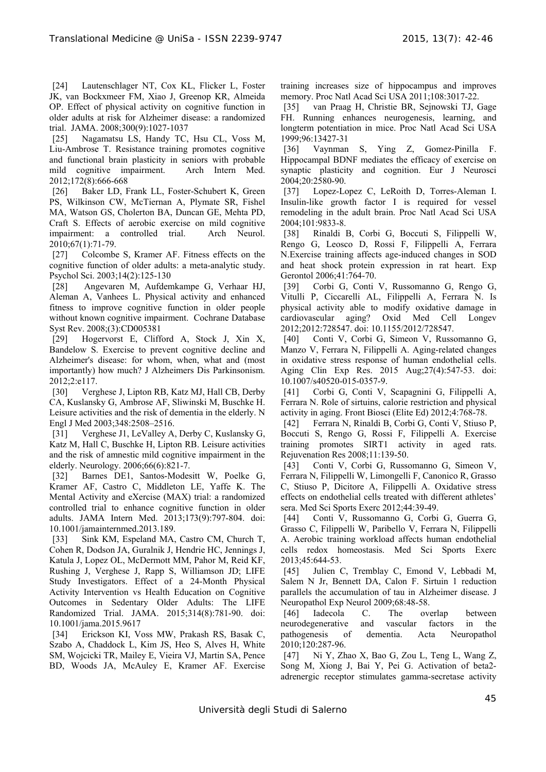[24] Lautenschlager NT, Cox KL, Flicker L, Foster JK, van Bockxmeer FM, Xiao J, Greenop KR, Almeida OP. Effect of physical activity on cognitive function in older adults at risk for Alzheimer disease: a randomized trial. JAMA. 2008;300(9):1027-1037

[25] Nagamatsu LS, Handy TC, Hsu CL, Voss M, Liu-Ambrose T. Resistance training promotes cognitive and functional brain plasticity in seniors with probable mild cognitive impairment. Arch Intern Med. 2012;172(8):666-668

[26] Baker LD, Frank LL, Foster-Schubert K, Green PS, Wilkinson CW, McTiernan A, Plymate SR, Fishel MA, Watson GS, Cholerton BA, Duncan GE, Mehta PD, Craft S. Effects of aerobic exercise on mild cognitive impairment: a controlled trial. Arch Neurol. 2010;67(1):71-79.

[27] Colcombe S, Kramer AF. Fitness effects on the cognitive function of older adults: a meta-analytic study. Psychol Sci. 2003;14(2):125-130

[28] Angevaren M, Aufdemkampe G, Verhaar HJ, Aleman A, Vanhees L. Physical activity and enhanced fitness to improve cognitive function in older people without known cognitive impairment. Cochrane Database Syst Rev. 2008;(3):CD005381

[29] Hogervorst E, Clifford A, Stock J, Xin X, Bandelow S. Exercise to prevent cognitive decline and Alzheimer's disease: for whom, when, what and (most importantly) how much? J Alzheimers Dis Parkinsonism. 2012;2:e117.

[30] Verghese J, Lipton RB, Katz MJ, Hall CB, Derby CA, Kuslansky G, Ambrose AF, Sliwinski M, Buschke H. Leisure activities and the risk of dementia in the elderly. N Engl J Med 2003;348:2508–2516.

[31] Verghese J1, LeValley A, Derby C, Kuslansky G, Katz M, Hall C, Buschke H, Lipton RB. Leisure activities and the risk of amnestic mild cognitive impairment in the elderly. Neurology. 2006;66(6):821-7.

[32] Barnes DE1, Santos-Modesitt W, Poelke G, Kramer AF, Castro C, Middleton LE, Yaffe K. The Mental Activity and eXercise (MAX) trial: a randomized controlled trial to enhance cognitive function in older adults. JAMA Intern Med. 2013;173(9):797-804. doi: 10.1001/jamainternmed.2013.189.

[33] Sink KM, Espeland MA, Castro CM, Church T, Cohen R, Dodson JA, Guralnik J, Hendrie HC, Jennings J, Katula J, Lopez OL, McDermott MM, Pahor M, Reid KF, Rushing J, Verghese J, Rapp S, Williamson JD; LIFE Study Investigators. Effect of a 24-Month Physical Activity Intervention vs Health Education on Cognitive Outcomes in Sedentary Older Adults: The LIFE Randomized Trial. JAMA. 2015;314(8):781-90. doi: 10.1001/jama.2015.9617

[34] Erickson KI, Voss MW, Prakash RS, Basak C, Szabo A, Chaddock L, Kim JS, Heo S, Alves H, White SM, Wojcicki TR, Mailey E, Vieira VJ, Martin SA, Pence BD, Woods JA, McAuley E, Kramer AF. Exercise training increases size of hippocampus and improves memory. Proc Natl Acad Sci USA 2011;108:3017-22.

[35] van Praag H, Christie BR, Sejnowski TJ, Gage FH. Running enhances neurogenesis, learning, and longterm potentiation in mice. Proc Natl Acad Sci USA 1999;96:13427-31

[36] Vaynman S, Ying Z, Gomez-Pinilla F. Hippocampal BDNF mediates the efficacy of exercise on synaptic plasticity and cognition. Eur J Neurosci 2004;20:2580-90.

[37] Lopez-Lopez C, LeRoith D, Torres-Aleman I. Insulin-like growth factor I is required for vessel remodeling in the adult brain. Proc Natl Acad Sci USA 2004;101:9833-8.

[38] Rinaldi B, Corbi G, Boccuti S, Filippelli W, Rengo G, Leosco D, Rossi F, Filippelli A, Ferrara N.Exercise training affects age-induced changes in SOD and heat shock protein expression in rat heart. Exp Gerontol 2006;41:764-70.

[39] Corbi G, Conti V, Russomanno G, Rengo G, Vitulli P, Ciccarelli AL, Filippelli A, Ferrara N. Is physical activity able to modify oxidative damage in cardiovascular aging? Oxid Med Cell Longev 2012;2012:728547. doi: 10.1155/2012/728547.

[40] Conti V, Corbi G, Simeon V, Russomanno G, Manzo V, Ferrara N, Filippelli A. Aging-related changes in oxidative stress response of human endothelial cells. Aging Clin Exp Res. 2015 Aug;27(4):547-53. doi: 10.1007/s40520-015-0357-9.

[41] Corbi G, Conti V, Scapagnini G, Filippelli A, Ferrara N. Role of sirtuins, calorie restriction and physical activity in aging. Front Biosci (Elite Ed) 2012;4:768-78.

[42] Ferrara N, Rinaldi B, Corbi G, Conti V, Stiuso P, Boccuti S, Rengo G, Rossi F, Filippelli A. Exercise training promotes SIRT1 activity in aged rats. Rejuvenation Res 2008;11:139-50.

[43] Conti V, Corbi G, Russomanno G, Simeon V, Ferrara N, Filippelli W, Limongelli F, Canonico R, Grasso C, Stiuso P, Dicitore A, Filippelli A. Oxidative stress effects on endothelial cells treated with different athletes' sera. Med Sci Sports Exerc 2012;44:39-49.

[44] Conti V, Russomanno G, Corbi G, Guerra G, Grasso C, Filippelli W, Paribello V, Ferrara N, Filippelli A. Aerobic training workload affects human endothelial cells redox homeostasis. Med Sci Sports Exerc 2013;45:644-53.

[45] Julien C, Tremblay C, Emond V, Lebbadi M, Salem N Jr, Bennett DA, Calon F. Sirtuin 1 reduction parallels the accumulation of tau in Alzheimer disease. J Neuropathol Exp Neurol 2009;68:48-58.

[46] Iadecola C. The overlap between neurodegenerative and vascular factors in the pathogenesis of dementia. Acta Neuropathol 2010;120:287-96.

[47] Ni Y, Zhao X, Bao G, Zou L, Teng L, Wang Z, Song M, Xiong J, Bai Y, Pei G. Activation of beta2-adrenergic receptor stimulates gamma-secretase activity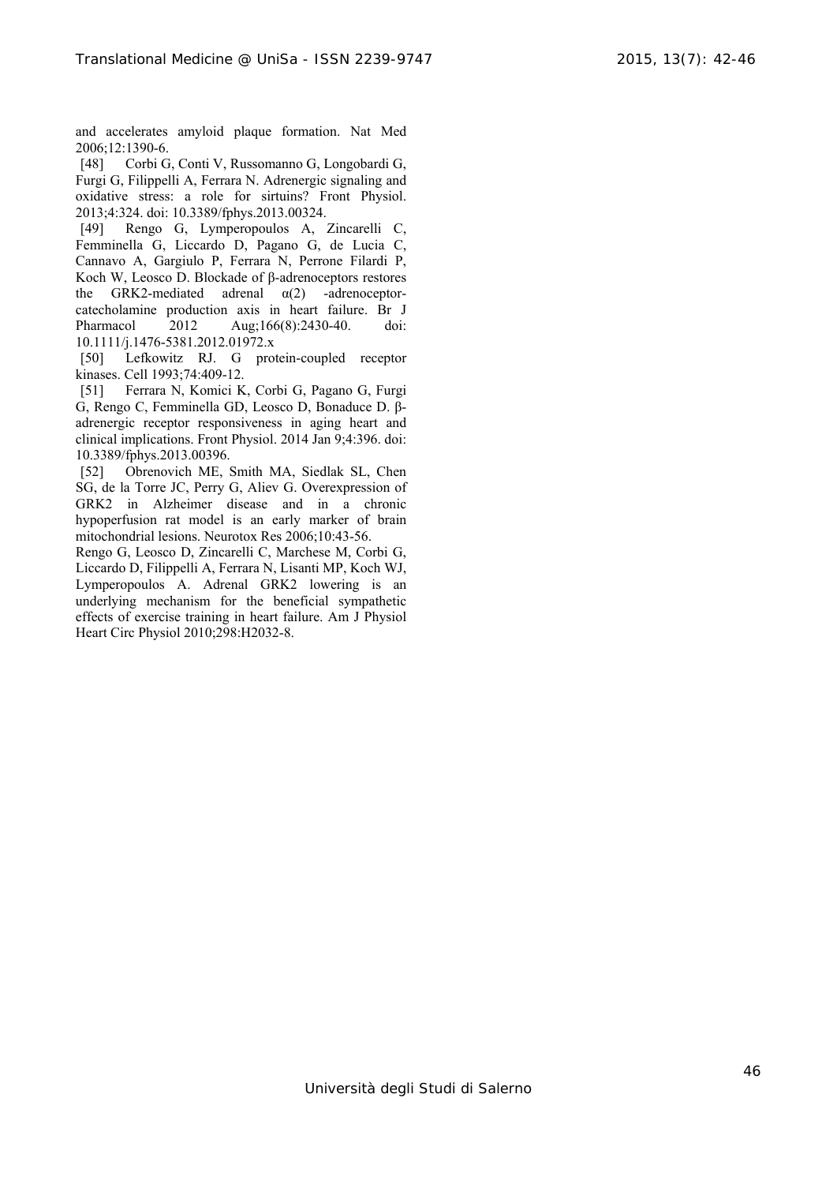and accelerates amyloid plaque formation. Nat Med 2006;12:1390-6.

[48] Corbi G, Conti V, Russomanno G, Longobardi G, Furgi G, Filippelli A, Ferrara N. Adrenergic signaling and oxidative stress: a role for sirtuins? Front Physiol. 2013;4:324. doi: 10.3389/fphys.2013.00324.

[49] Rengo G, Lymperopoulos A, Zincarelli C, Femminella G, Liccardo D, Pagano G, de Lucia C, Cannavo A, Gargiulo P, Ferrara N, Perrone Filardi P, Koch W, Leosco D. Blockade of β-adrenoceptors restores the GRK2-mediated adrenal α(2) -adrenoceptor-catecholamine production axis in heart failure. Br J Pharmacol 2012 Aug;166(8):2430-40. doi: 10.1111/j.1476-5381.2012.01972.x

[50] Lefkowitz RJ. G protein-coupled receptor kinases. Cell 1993;74:409-12.

[51] Ferrara N, Komici K, Corbi G, Pagano G, Furgi G, Rengo C, Femminella GD, Leosco D, Bonaduce D. β-adrenergic receptor responsiveness in aging heart and clinical implications. Front Physiol. 2014 Jan 9;4:396. doi: 10.3389/fphys.2013.00396.

[52] Obrenovich ME, Smith MA, Siedlak SL, Chen SG, de la Torre JC, Perry G, Aliev G. Overexpression of GRK2 in Alzheimer disease and in a chronic hypoperfusion rat model is an early marker of brain mitochondrial lesions. Neurotox Res 2006;10:43-56.

Rengo G, Leosco D, Zincarelli C, Marchese M, Corbi G, Liccardo D, Filippelli A, Ferrara N, Lisanti MP, Koch WJ, Lymperopoulos A. Adrenal GRK2 lowering is an underlying mechanism for the beneficial sympathetic effects of exercise training in heart failure. Am J Physiol Heart Circ Physiol 2010;298:H2032-8.